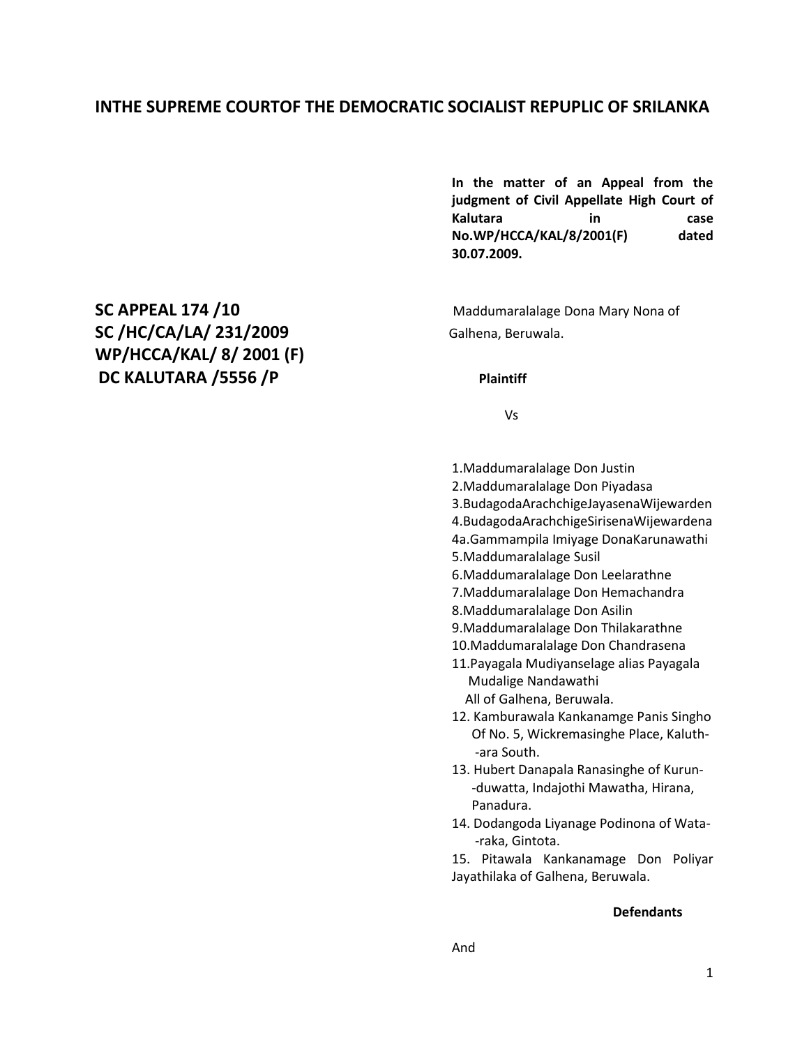# INTHE SUPREME COURTOF THE DEMOCRATIC SOCIALIST REPUPLIC OF SRILANKA

**In the matter of an Appeal from the judgment of Civil Appellate High Court of Kalutara in case No.WP/HCCA/KAL/8/2001(F) dated 30.07.2009.**

**SC APPEAL 174 /10**
**SC /HC/CA/LA/ 231/2009**
**WP/HCCA/KAL/ 8/ 2001 (F)**
**DC KALUTARA /5556 /P**

Maddumaralalage Dona Mary Nona of Galhena, Beruwala.

**Plaintiff**

Vs

1.Maddumaralalage Don Justin
2.Maddumaralalage Don Piyadasa
3.BudagodaArachchigeJayasenaWijewarden
4.BudagodaArachchigeSirisenaWijewardena
4a.Gammampila Imiyage DonaKarunawathi
5.Maddumaralalage Susil
6.Maddumaralalage Don Leelarathne
7.Maddumaralalage Don Hemachandra
8.Maddumaralalage Don Asilin
9.Maddumaralalage Don Thilakarathne
10.Maddumaralalage Don Chandrasena
11.Payagala Mudiyanselage alias Payagala Mudalige Nandawathi
All of Galhena, Beruwala.
12. Kamburawala Kankanamge Panis Singho Of No. 5, Wickremasinghe Place, Kaluth--ara South.
13. Hubert Danapala Ranasinghe of Kurun--duwatta, Indajothi Mawatha, Hirana, Panadura.
14. Dodangoda Liyanage Podinona of Wata--raka, Gintota.
15. Pitawala Kankanamage Don Poliyar Jayathilaka of Galhena, Beruwala.

**Defendants**

And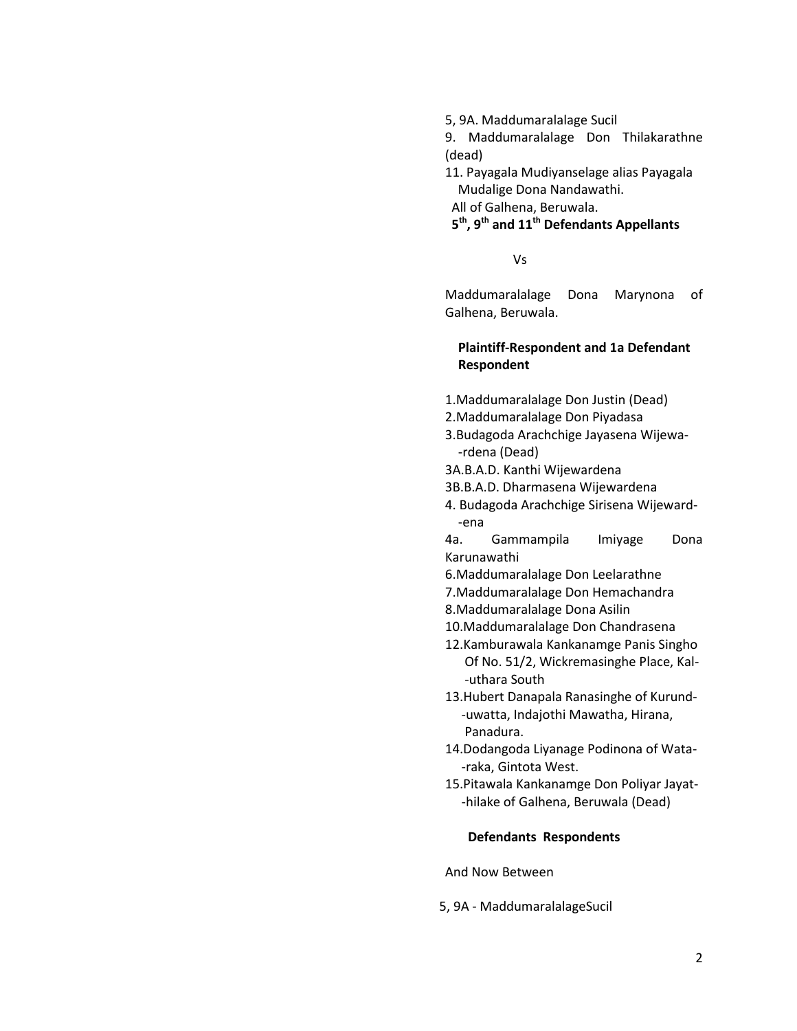5, 9A. Maddumaralalage Sucil

9. Maddumaralalage Don Thilakarathne (dead)

11. Payagala Mudiyanselage alias Payagala Mudalige Dona Nandawathi.

All of Galhena, Beruwala.

**5th, 9th and 11th Defendants Appellants**

Vs

Maddumaralalage Dona Marynona of Galhena, Beruwala.

**Plaintiff-Respondent and 1a Defendant Respondent**

1.Maddumaralalage Don Justin (Dead)

2.Maddumaralalage Don Piyadasa

3.Budagoda Arachchige Jayasena Wijewa--rdena (Dead)

3A.B.A.D. Kanthi Wijewardena

3B.B.A.D. Dharmasena Wijewardena

4. Budagoda Arachchige Sirisena Wijeward--ena

4a. Gammampila Imiyage Dona Karunawathi

6.Maddumaralalage Don Leelarathne

7.Maddumaralalage Don Hemachandra

8.Maddumaralalage Dona Asilin

10.Maddumaralalage Don Chandrasena

12.Kamburawala Kankanamge Panis Singho Of No. 51/2, Wickremasinghe Place, Kal--uthara South

13.Hubert Danapala Ranasinghe of Kurund--uwatta, Indajothi Mawatha, Hirana, Panadura.

14.Dodangoda Liyanage Podinona of Wata--raka, Gintota West.

15.Pitawala Kankanamge Don Poliyar Jayat--hilake of Galhena, Beruwala (Dead)

**Defendants Respondents**

And Now Between

5, 9A - MaddumaralalageSucil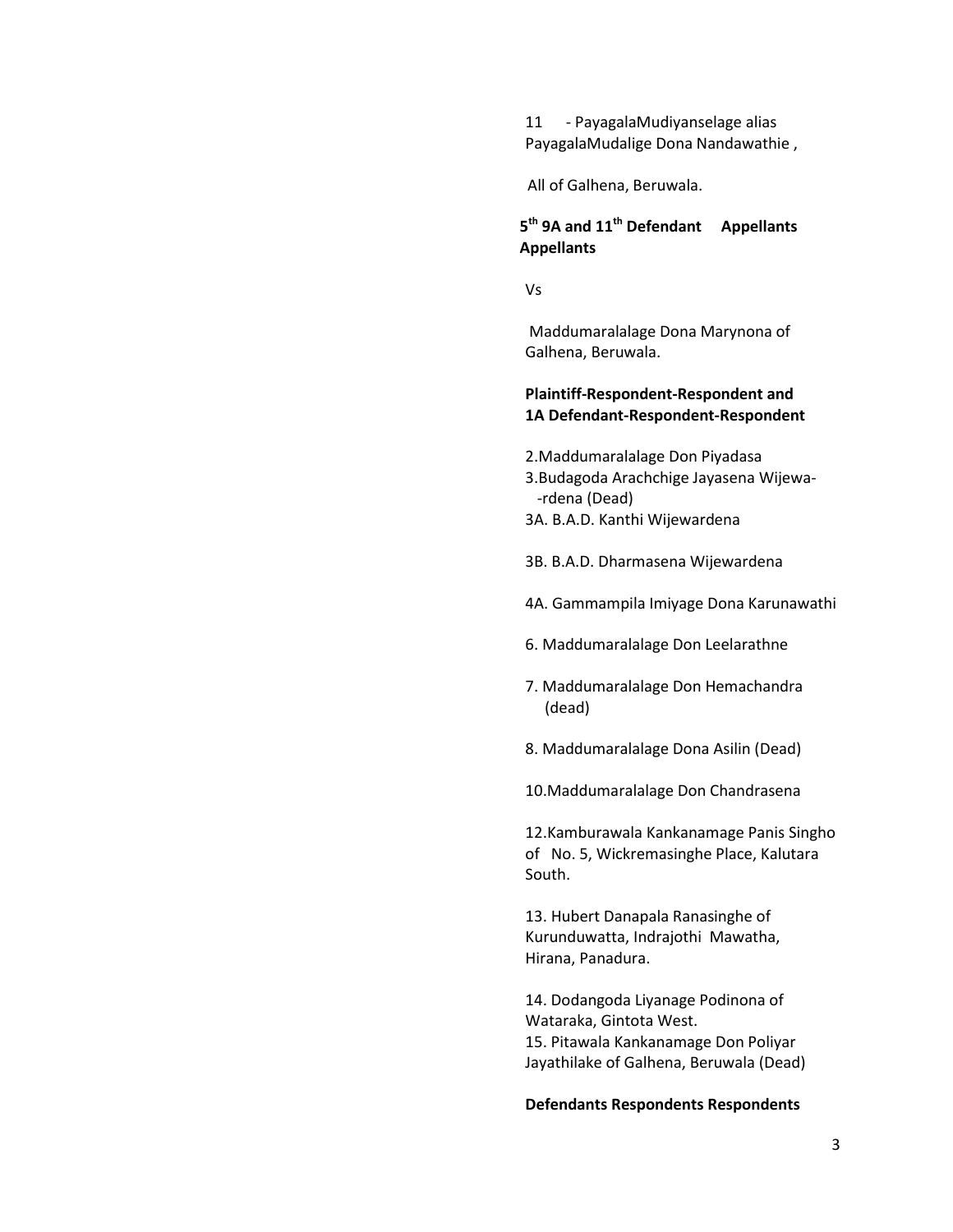11 - PayagalaMudiyanselage alias PayagalaMudalige Dona Nandawathie ,

All of Galhena, Beruwala.

**5th 9A and 11th Defendant Appellants Appellants**

Vs

Maddumaralalage Dona Marynona of Galhena, Beruwala.

**Plaintiff-Respondent-Respondent and 1A Defendant-Respondent-Respondent**

2.Maddumaralalage Don Piyadasa
3.Budagoda Arachchige Jayasena Wijewa- -rdena (Dead)
3A. B.A.D. Kanthi Wijewardena

3B. B.A.D. Dharmasena Wijewardena

4A. Gammampila Imiyage Dona Karunawathi

6. Maddumaralalage Don Leelarathne

7. Maddumaralalage Don Hemachandra (dead)

8. Maddumaralalage Dona Asilin (Dead)

10.Maddumaralalage Don Chandrasena

12.Kamburawala Kankanamage Panis Singho of No. 5, Wickremasinghe Place, Kalutara South.

13. Hubert Danapala Ranasinghe of Kurunduwatta, Indrajothi Mawatha, Hirana, Panadura.

14. Dodangoda Liyanage Podinona of Wataraka, Gintota West.
15. Pitawala Kankanamage Don Poliyar Jayathilake of Galhena, Beruwala (Dead)

**Defendants Respondents Respondents**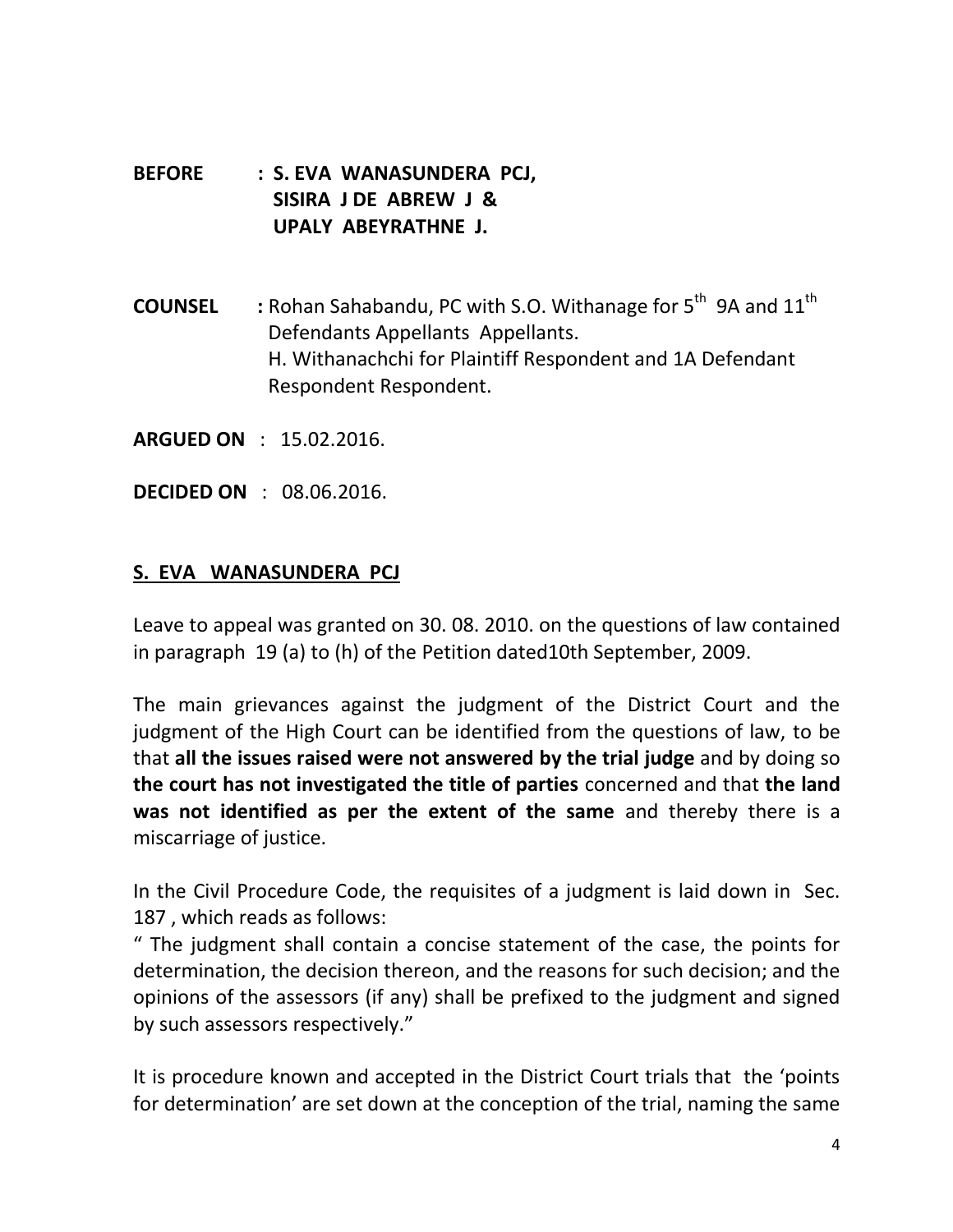**BEFORE : S. EVA WANASUNDERA PCJ,**
**SISIRA J DE ABREW J &**
**UPALY ABEYRATHNE J.**

**COUNSEL :** Rohan Sahabandu, PC with S.O. Withanage for 5th 9A and 11th Defendants Appellants Appellants.
H. Withanachchi for Plaintiff Respondent and 1A Defendant Respondent Respondent.

**ARGUED ON** : 15.02.2016.

**DECIDED ON** : 08.06.2016.

**S. EVA WANASUNDERA PCJ**

Leave to appeal was granted on 30. 08. 2010. on the questions of law contained in paragraph 19 (a) to (h) of the Petition dated10th September, 2009.

The main grievances against the judgment of the District Court and the judgment of the High Court can be identified from the questions of law, to be that **all the issues raised were not answered by the trial judge** and by doing so **the court has not investigated the title of parties** concerned and that **the land was not identified as per the extent of the same** and thereby there is a miscarriage of justice.

In the Civil Procedure Code, the requisites of a judgment is laid down in Sec. 187 , which reads as follows:
" The judgment shall contain a concise statement of the case, the points for determination, the decision thereon, and the reasons for such decision; and the opinions of the assessors (if any) shall be prefixed to the judgment and signed by such assessors respectively."

It is procedure known and accepted in the District Court trials that the 'points for determination' are set down at the conception of the trial, naming the same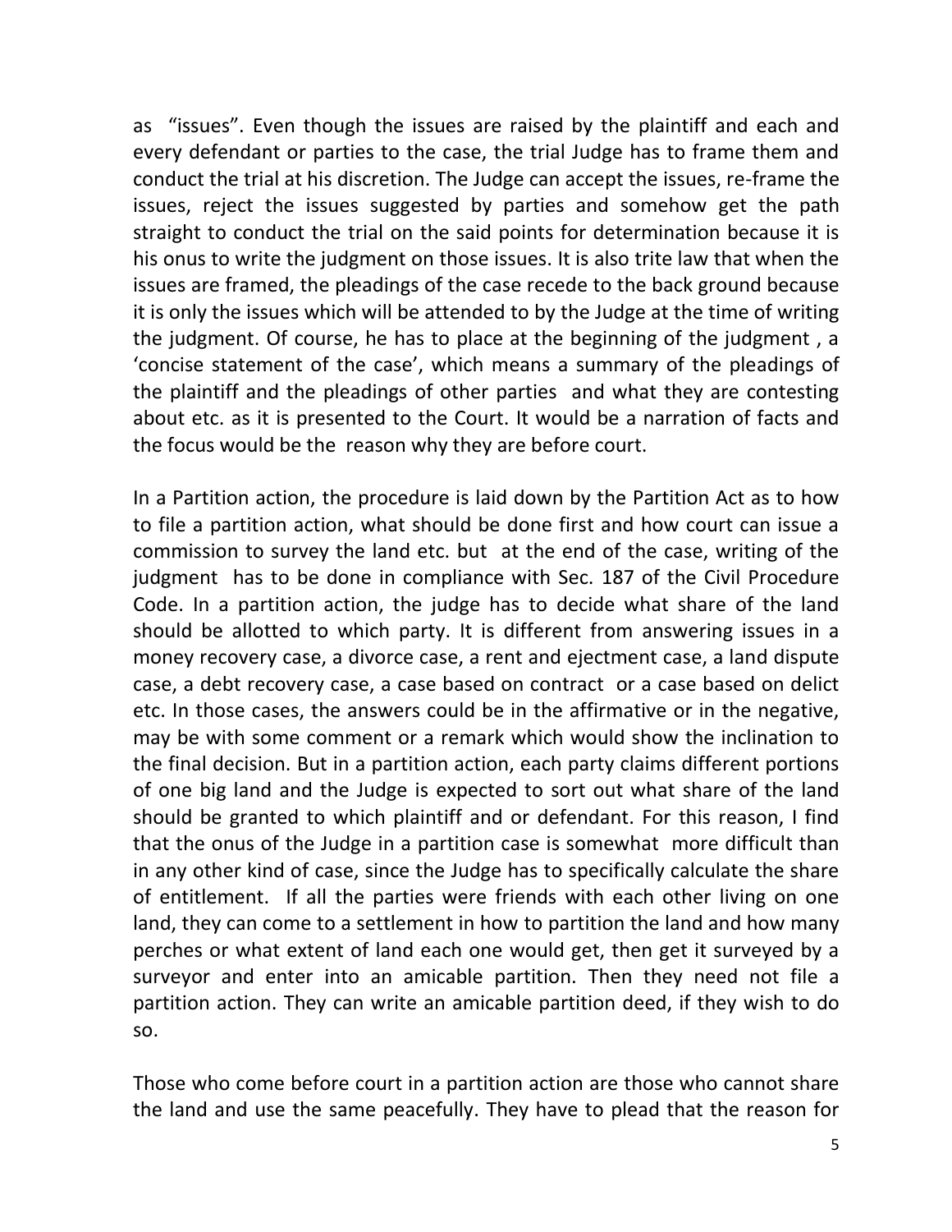as “issues”. Even though the issues are raised by the plaintiff and each and every defendant or parties to the case, the trial Judge has to frame them and conduct the trial at his discretion. The Judge can accept the issues, re-frame the issues, reject the issues suggested by parties and somehow get the path straight to conduct the trial on the said points for determination because it is his onus to write the judgment on those issues. It is also trite law that when the issues are framed, the pleadings of the case recede to the back ground because it is only the issues which will be attended to by the Judge at the time of writing the judgment. Of course, he has to place at the beginning of the judgment , a ‘concise statement of the case’, which means a summary of the pleadings of the plaintiff and the pleadings of other parties and what they are contesting about etc. as it is presented to the Court. It would be a narration of facts and the focus would be the reason why they are before court.

In a Partition action, the procedure is laid down by the Partition Act as to how to file a partition action, what should be done first and how court can issue a commission to survey the land etc. but at the end of the case, writing of the judgment has to be done in compliance with Sec. 187 of the Civil Procedure Code. In a partition action, the judge has to decide what share of the land should be allotted to which party. It is different from answering issues in a money recovery case, a divorce case, a rent and ejectment case, a land dispute case, a debt recovery case, a case based on contract or a case based on delict etc. In those cases, the answers could be in the affirmative or in the negative, may be with some comment or a remark which would show the inclination to the final decision. But in a partition action, each party claims different portions of one big land and the Judge is expected to sort out what share of the land should be granted to which plaintiff and or defendant. For this reason, I find that the onus of the Judge in a partition case is somewhat more difficult than in any other kind of case, since the Judge has to specifically calculate the share of entitlement. If all the parties were friends with each other living on one land, they can come to a settlement in how to partition the land and how many perches or what extent of land each one would get, then get it surveyed by a surveyor and enter into an amicable partition. Then they need not file a partition action. They can write an amicable partition deed, if they wish to do so.

Those who come before court in a partition action are those who cannot share the land and use the same peacefully. They have to plead that the reason for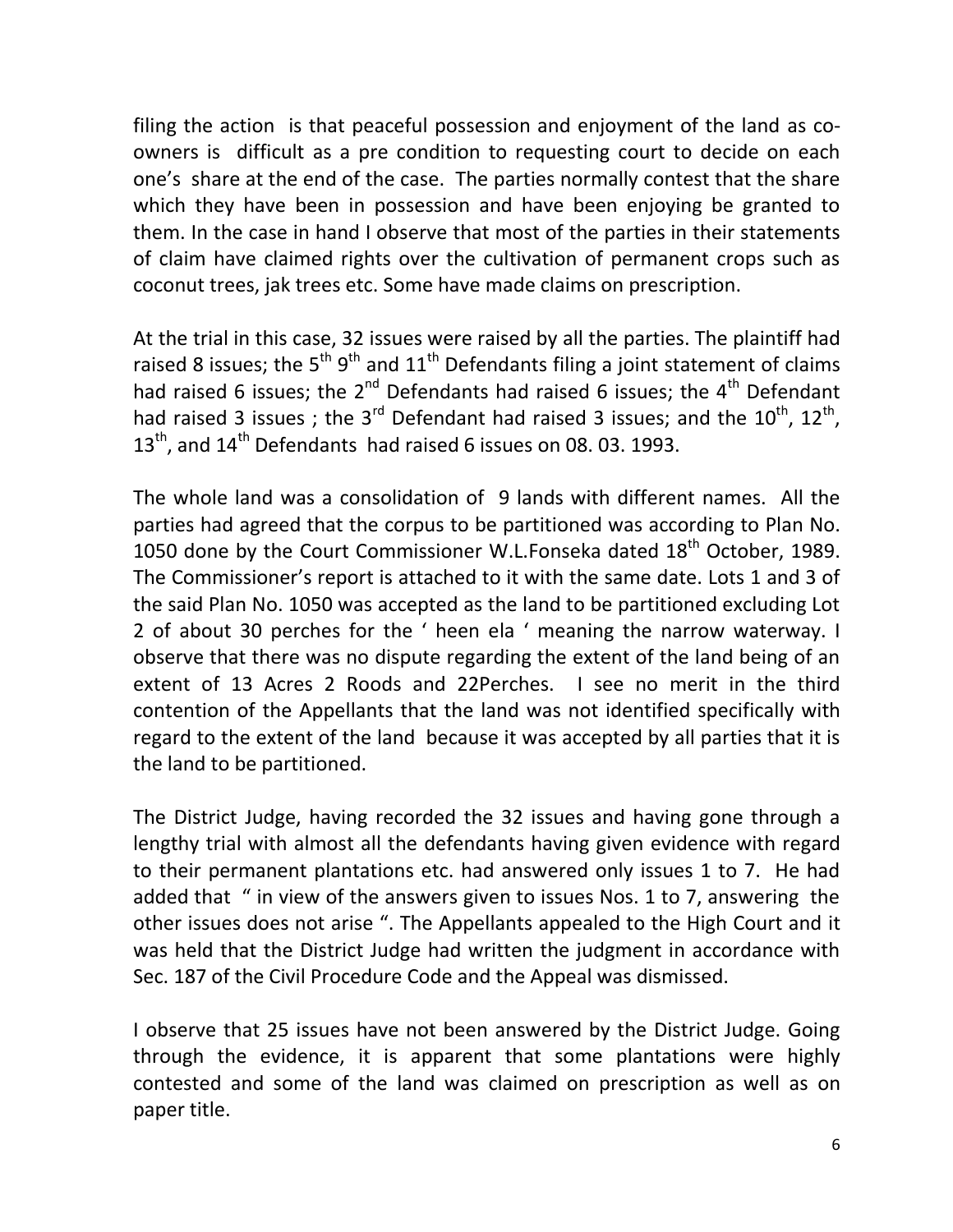filing the action is that peaceful possession and enjoyment of the land as co-owners is difficult as a pre condition to requesting court to decide on each one's share at the end of the case. The parties normally contest that the share which they have been in possession and have been enjoying be granted to them. In the case in hand I observe that most of the parties in their statements of claim have claimed rights over the cultivation of permanent crops such as coconut trees, jak trees etc. Some have made claims on prescription.

At the trial in this case, 32 issues were raised by all the parties. The plaintiff had raised 8 issues; the 5th 9th and 11th Defendants filing a joint statement of claims had raised 6 issues; the 2nd Defendants had raised 6 issues; the 4th Defendant had raised 3 issues ; the 3rd Defendant had raised 3 issues; and the 10th, 12th, 13th, and 14th Defendants had raised 6 issues on 08. 03. 1993.

The whole land was a consolidation of 9 lands with different names. All the parties had agreed that the corpus to be partitioned was according to Plan No. 1050 done by the Court Commissioner W.L.Fonseka dated 18th October, 1989. The Commissioner's report is attached to it with the same date. Lots 1 and 3 of the said Plan No. 1050 was accepted as the land to be partitioned excluding Lot 2 of about 30 perches for the ' heen ela ' meaning the narrow waterway. I observe that there was no dispute regarding the extent of the land being of an extent of 13 Acres 2 Roods and 22Perches. I see no merit in the third contention of the Appellants that the land was not identified specifically with regard to the extent of the land because it was accepted by all parties that it is the land to be partitioned.

The District Judge, having recorded the 32 issues and having gone through a lengthy trial with almost all the defendants having given evidence with regard to their permanent plantations etc. had answered only issues 1 to 7. He had added that " in view of the answers given to issues Nos. 1 to 7, answering the other issues does not arise ". The Appellants appealed to the High Court and it was held that the District Judge had written the judgment in accordance with Sec. 187 of the Civil Procedure Code and the Appeal was dismissed.

I observe that 25 issues have not been answered by the District Judge. Going through the evidence, it is apparent that some plantations were highly contested and some of the land was claimed on prescription as well as on paper title.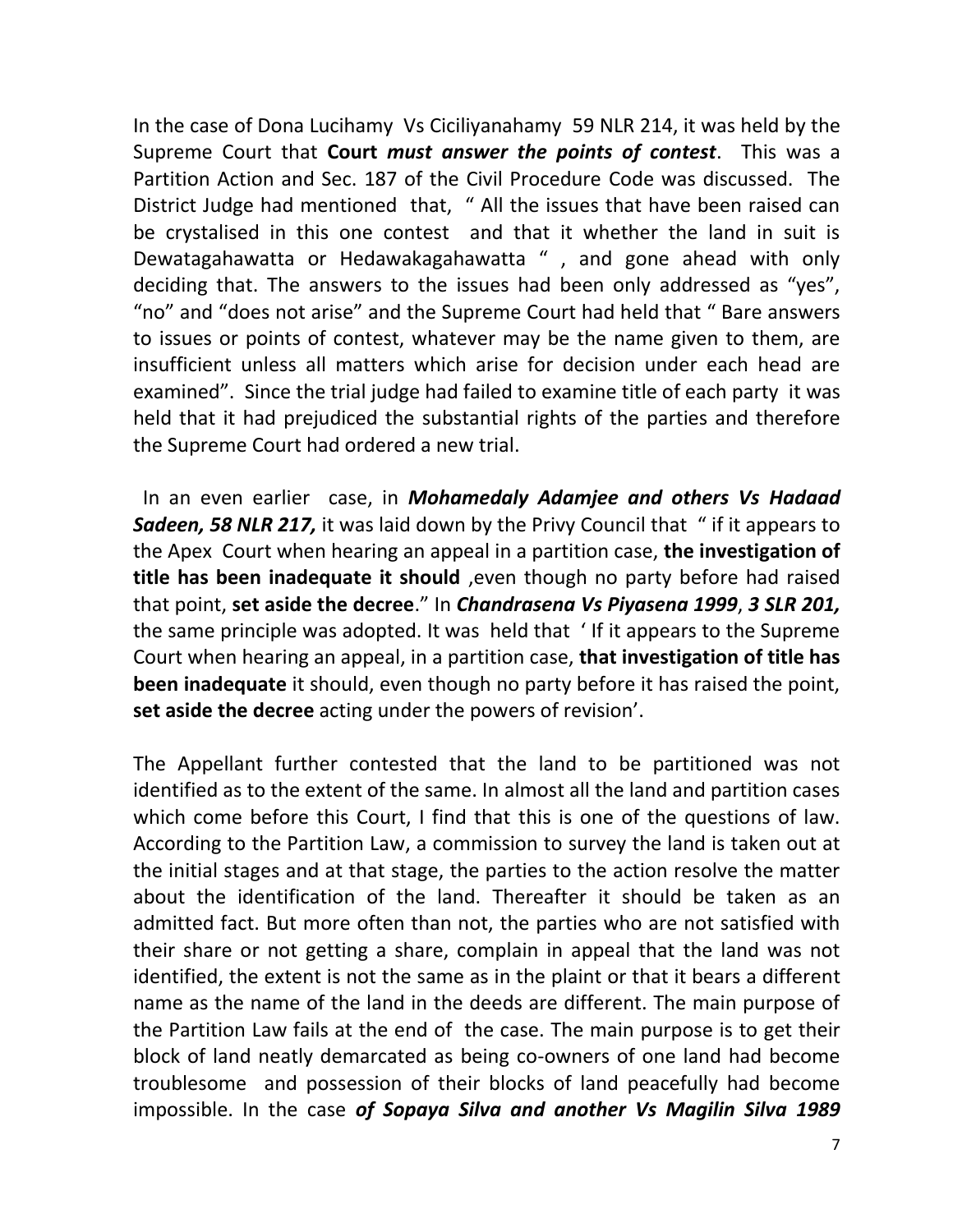In the case of Dona Lucihamy Vs Ciciliyanahamy 59 NLR 214, it was held by the Supreme Court that **Court** ***must answer the points of contest***. This was a Partition Action and Sec. 187 of the Civil Procedure Code was discussed. The District Judge had mentioned that, " All the issues that have been raised can be crystalised in this one contest and that it whether the land in suit is Dewatagahawatta or Hedawakagahawatta " , and gone ahead with only deciding that. The answers to the issues had been only addressed as "yes", "no" and "does not arise" and the Supreme Court had held that " Bare answers to issues or points of contest, whatever may be the name given to them, are insufficient unless all matters which arise for decision under each head are examined". Since the trial judge had failed to examine title of each party it was held that it had prejudiced the substantial rights of the parties and therefore the Supreme Court had ordered a new trial.

In an even earlier case, in ***Mohamedaly Adamjee and others Vs Hadaad Sadeen, 58 NLR 217,*** it was laid down by the Privy Council that " if it appears to the Apex Court when hearing an appeal in a partition case, **the investigation of title has been inadequate it should** ,even though no party before had raised that point, **set aside the decree**." In ***Chandrasena Vs Piyasena 1999***, ***3 SLR 201,*** the same principle was adopted. It was held that ' If it appears to the Supreme Court when hearing an appeal, in a partition case, **that investigation of title has been inadequate** it should, even though no party before it has raised the point, **set aside the decree** acting under the powers of revision'.

The Appellant further contested that the land to be partitioned was not identified as to the extent of the same. In almost all the land and partition cases which come before this Court, I find that this is one of the questions of law. According to the Partition Law, a commission to survey the land is taken out at the initial stages and at that stage, the parties to the action resolve the matter about the identification of the land. Thereafter it should be taken as an admitted fact. But more often than not, the parties who are not satisfied with their share or not getting a share, complain in appeal that the land was not identified, the extent is not the same as in the plaint or that it bears a different name as the name of the land in the deeds are different. The main purpose of the Partition Law fails at the end of the case. The main purpose is to get their block of land neatly demarcated as being co-owners of one land had become troublesome and possession of their blocks of land peacefully had become impossible. In the case ***of Sopaya Silva and another Vs Magilin Silva 1989***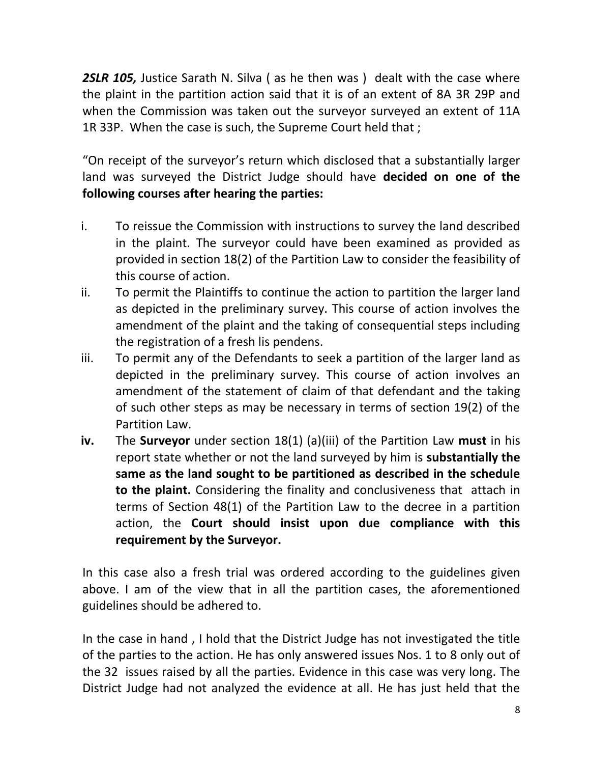***2SLR 105,*** Justice Sarath N. Silva ( as he then was ) dealt with the case where the plaint in the partition action said that it is of an extent of 8A 3R 29P and when the Commission was taken out the surveyor surveyed an extent of 11A 1R 33P. When the case is such, the Supreme Court held that ;

"On receipt of the surveyor's return which disclosed that a substantially larger land was surveyed the District Judge should have **decided on one of the following courses after hearing the parties:**

i. To reissue the Commission with instructions to survey the land described in the plaint. The surveyor could have been examined as provided as provided in section 18(2) of the Partition Law to consider the feasibility of this course of action.
ii. To permit the Plaintiffs to continue the action to partition the larger land as depicted in the preliminary survey. This course of action involves the amendment of the plaint and the taking of consequential steps including the registration of a fresh lis pendens.
iii. To permit any of the Defendants to seek a partition of the larger land as depicted in the preliminary survey. This course of action involves an amendment of the statement of claim of that defendant and the taking of such other steps as may be necessary in terms of section 19(2) of the Partition Law.
**iv.** The **Surveyor** under section 18(1) (a)(iii) of the Partition Law **must** in his report state whether or not the land surveyed by him is **substantially the same as the land sought to be partitioned as described in the schedule to the plaint.** Considering the finality and conclusiveness that attach in terms of Section 48(1) of the Partition Law to the decree in a partition action, the **Court should insist upon due compliance with this requirement by the Surveyor.**

In this case also a fresh trial was ordered according to the guidelines given above. I am of the view that in all the partition cases, the aforementioned guidelines should be adhered to.

In the case in hand , I hold that the District Judge has not investigated the title of the parties to the action. He has only answered issues Nos. 1 to 8 only out of the 32 issues raised by all the parties. Evidence in this case was very long. The District Judge had not analyzed the evidence at all. He has just held that the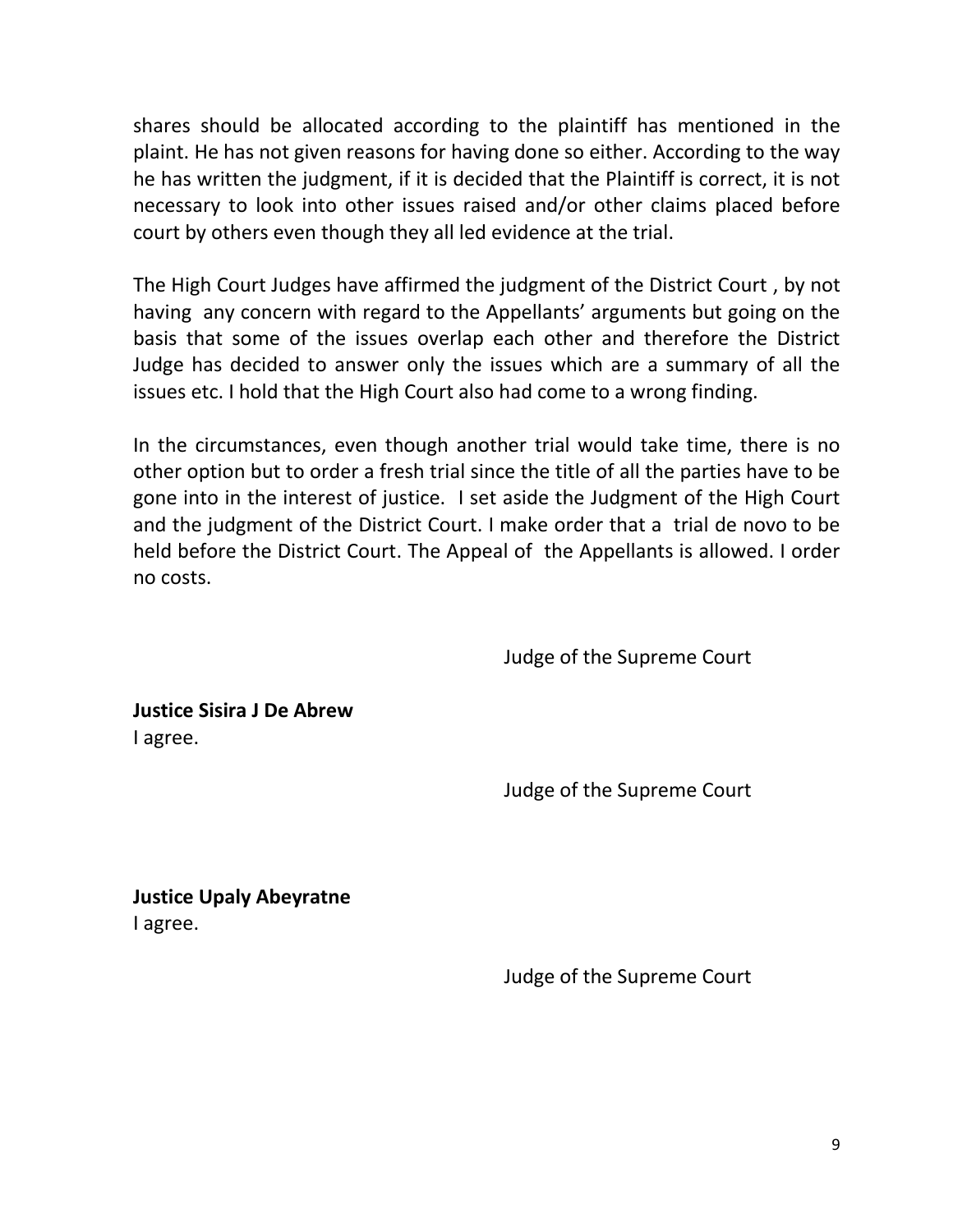shares should be allocated according to the plaintiff has mentioned in the plaint. He has not given reasons for having done so either. According to the way he has written the judgment, if it is decided that the Plaintiff is correct, it is not necessary to look into other issues raised and/or other claims placed before court by others even though they all led evidence at the trial.

The High Court Judges have affirmed the judgment of the District Court , by not having any concern with regard to the Appellants' arguments but going on the basis that some of the issues overlap each other and therefore the District Judge has decided to answer only the issues which are a summary of all the issues etc. I hold that the High Court also had come to a wrong finding.

In the circumstances, even though another trial would take time, there is no other option but to order a fresh trial since the title of all the parties have to be gone into in the interest of justice. I set aside the Judgment of the High Court and the judgment of the District Court. I make order that a trial de novo to be held before the District Court. The Appeal of the Appellants is allowed. I order no costs.

Judge of the Supreme Court

**Justice Sisira J De Abrew**
I agree.

Judge of the Supreme Court

**Justice Upaly Abeyratne**
I agree.

Judge of the Supreme Court